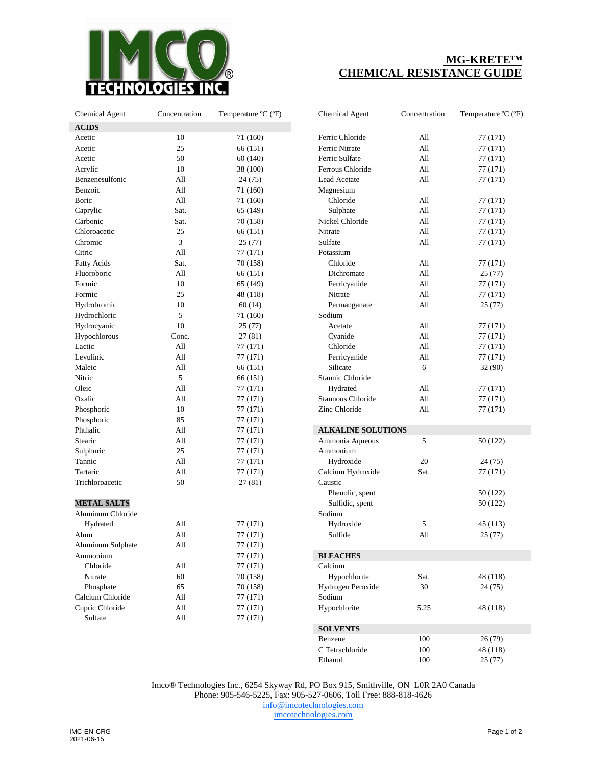# MG-KRETE™ CHEMICAL RESISTANCE GUIDE

| Chemical Agent | Concentration | Temperature ºC (ºF) |
|---|---|---|
| **ACIDS** | | |
| Acetic | 10 | 71 (160) |
| Acetic | 25 | 66 (151) |
| Acetic | 50 | 60 (140) |
| Acrylic | 10 | 38 (100) |
| Benzenesulfonic | All | 24 (75) |
| Benzoic | All | 71 (160) |
| Boric | All | 71 (160) |
| Caprylic | Sat. | 65 (149) |
| Carbonic | Sat. | 70 (158) |
| Chloroacetic | 25 | 66 (151) |
| Chromic | 3 | 25 (77) |
| Citric | All | 77 (171) |
| Fatty Acids | Sat. | 70 (158) |
| Fluoroboric | All | 66 (151) |
| Formic | 10 | 65 (149) |
| Formic | 25 | 48 (118) |
| Hydrobromic | 10 | 60 (14) |
| Hydrochloric | 5 | 71 (160) |
| Hydrocyanic | 10 | 25 (77) |
| Hypochlorous | Conc. | 27 (81) |
| Lactic | All | 77 (171) |
| Levulinic | All | 77 (171) |
| Maleic | All | 66 (151) |
| Nitric | 5 | 66 (151) |
| Oleic | All | 77 (171) |
| Oxalic | All | 77 (171) |
| Phosphoric | 10 | 77 (171) |
| Phosphoric | 85 | 77 (171) |
| Phthalic | All | 77 (171) |
| Stearic | All | 77 (171) |
| Sulphuric | 25 | 77 (171) |
| Tannic | All | 77 (171) |
| Tartaric | All | 77 (171) |
| Trichloroacetic | 50 | 27 (81) |
| **METAL SALTS** | | |
| Aluminum Chloride | | |
| Hydrated | All | 77 (171) |
| Alum | All | 77 (171) |
| Aluminum Sulphate | All | 77 (171) |
| Ammonium | | 77 (171) |
| Chloride | All | 77 (171) |
| Nitrate | 60 | 70 (158) |
| Phosphate | 65 | 70 (158) |
| Calcium Chloride | All | 77 (171) |
| Cupric Chloride | All | 77 (171) |
| Sulfate | All | 77 (171) |
| Ferric Chloride | All | 77 (171) |
| Ferric Nitrate | All | 77 (171) |
| Ferric Sulfate | All | 77 (171) |
| Ferrous Chloride | All | 77 (171) |
| Lead Acetate | All | 77 (171) |
| Magnesium | | |
| Chloride | All | 77 (171) |
| Sulphate | All | 77 (171) |
| Nickel Chloride | All | 77 (171) |
| Nitrate | All | 77 (171) |
| Sulfate | All | 77 (171) |
| Potassium | | |
| Chloride | All | 77 (171) |
| Dichromate | All | 25 (77) |
| Ferricyanide | All | 77 (171) |
| Nitrate | All | 77 (171) |
| Permanganate | All | 25 (77) |
| Sodium | | |
| Acetate | All | 77 (171) |
| Cyanide | All | 77 (171) |
| Chloride | All | 77 (171) |
| Ferricyanide | All | 77 (171) |
| Silicate | 6 | 32 (90) |
| Stannic Chloride | | |
| Hydrated | All | 77 (171) |
| Stannous Chloride | All | 77 (171) |
| Zinc Chloride | All | 77 (171) |
| **ALKALINE SOLUTIONS** | | |
| Ammonia Aqueous | 5 | 50 (122) |
| Ammonium | | |
| Hydroxide | 20 | 24 (75) |
| Calcium Hydroxide | Sat. | 77 (171) |
| Caustic | | |
| Phenolic, spent | | 50 (122) |
| Sulfidic, spent | | 50 (122) |
| Sodium | | |
| Hydroxide | 5 | 45 (113) |
| Sulfide | All | 25 (77) |
| **BLEACHES** | | |
| Calcium | | |
| Hypochlorite | Sat. | 48 (118) |
| Hydrogen Peroxide | 30 | 24 (75) |
| Sodium | | |
| Hypochlorite | 5.25 | 48 (118) |
| **SOLVENTS** | | |
| Benzene | 100 | 26 (79) |
| C Tetrachloride | 100 | 48 (118) |
| Ethanol | 100 | 25 (77) |

Imco® Technologies Inc., 6254 Skyway Rd, PO Box 915, Smithville, ON L0R 2A0 Canada
Phone: 905-546-5225, Fax: 905-527-0606, Toll Free: 888-818-4626
info@imcotechnologies.com
imcotechnologies.com

IMC-EN-CRG
2021-06-15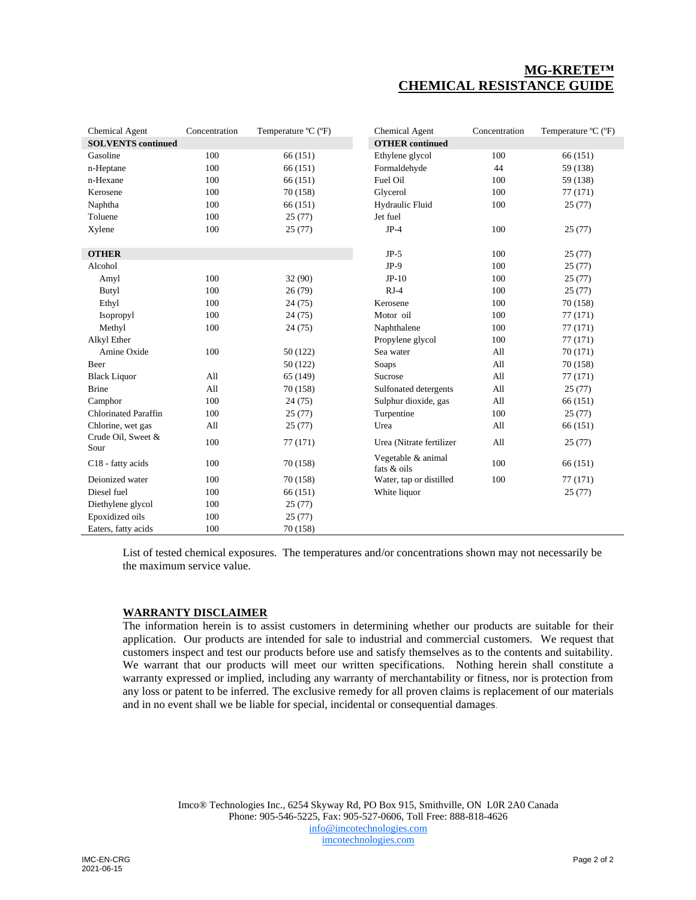## MG-KRETE™
## CHEMICAL RESISTANCE GUIDE

| Chemical Agent | Concentration | Temperature ºC (ºF) | Chemical Agent | Concentration | Temperature ºC (ºF) |
|---|---|---|---|---|---|
| **SOLVENTS continued** | | | **OTHER continued** | | |
| Gasoline | 100 | 66 (151) | Ethylene glycol | 100 | 66 (151) |
| n-Heptane | 100 | 66 (151) | Formaldehyde | 44 | 59 (138) |
| n-Hexane | 100 | 66 (151) | Fuel Oil | 100 | 59 (138) |
| Kerosene | 100 | 70 (158) | Glycerol | 100 | 77 (171) |
| Naphtha | 100 | 66 (151) | Hydraulic Fluid | 100 | 25 (77) |
| Toluene | 100 | 25 (77) | Jet fuel | | |
| Xylene | 100 | 25 (77) | JP-4 | 100 | 25 (77) |
| **OTHER** | | | JP-5 | 100 | 25 (77) |
| Alcohol | | | JP-9 | 100 | 25 (77) |
| Amyl | 100 | 32 (90) | JP-10 | 100 | 25 (77) |
| Butyl | 100 | 26 (79) | RJ-4 | 100 | 25 (77) |
| Ethyl | 100 | 24 (75) | Kerosene | 100 | 70 (158) |
| Isopropyl | 100 | 24 (75) | Motor oil | 100 | 77 (171) |
| Methyl | 100 | 24 (75) | Naphthalene | 100 | 77 (171) |
| Alkyl Ether | | | Propylene glycol | 100 | 77 (171) |
| Amine Oxide | 100 | 50 (122) | Sea water | All | 70 (171) |
| Beer | | 50 (122) | Soaps | All | 70 (158) |
| Black Liquor | All | 65 (149) | Sucrose | All | 77 (171) |
| Brine | All | 70 (158) | Sulfonated detergents | All | 25 (77) |
| Camphor | 100 | 24 (75) | Sulphur dioxide, gas | All | 66 (151) |
| Chlorinated Paraffin | 100 | 25 (77) | Turpentine | 100 | 25 (77) |
| Chlorine, wet gas | All | 25 (77) | Urea | All | 66 (151) |
| Crude Oil, Sweet & Sour | 100 | 77 (171) | Urea (Nitrate fertilizer | All | 25 (77) |
| C18 - fatty acids | 100 | 70 (158) | Vegetable & animal fats & oils | 100 | 66 (151) |
| Deionized water | 100 | 70 (158) | Water, tap or distilled | 100 | 77 (171) |
| Diesel fuel | 100 | 66 (151) | White liquor | | 25 (77) |
| Diethylene glycol | 100 | 25 (77) | | | |
| Epoxidized oils | 100 | 25 (77) | | | |
| Eaters, fatty acids | 100 | 70 (158) | | | |

List of tested chemical exposures. The temperatures and/or concentrations shown may not necessarily be the maximum service value.

**WARRANTY DISCLAIMER**

The information herein is to assist customers in determining whether our products are suitable for their application. Our products are intended for sale to industrial and commercial customers. We request that customers inspect and test our products before use and satisfy themselves as to the contents and suitability. We warrant that our products will meet our written specifications. Nothing herein shall constitute a warranty expressed or implied, including any warranty of merchantability or fitness, nor is protection from any loss or patent to be inferred. The exclusive remedy for all proven claims is replacement of our materials and in no event shall we be liable for special, incidental or consequential damages.

Imco® Technologies Inc., 6254 Skyway Rd, PO Box 915, Smithville, ON L0R 2A0 Canada
Phone: 905-546-5225, Fax: 905-527-0606, Toll Free: 888-818-4626
info@imcotechnologies.com
imcotechnologies.com

IMC-EN-CRG
2021-06-15